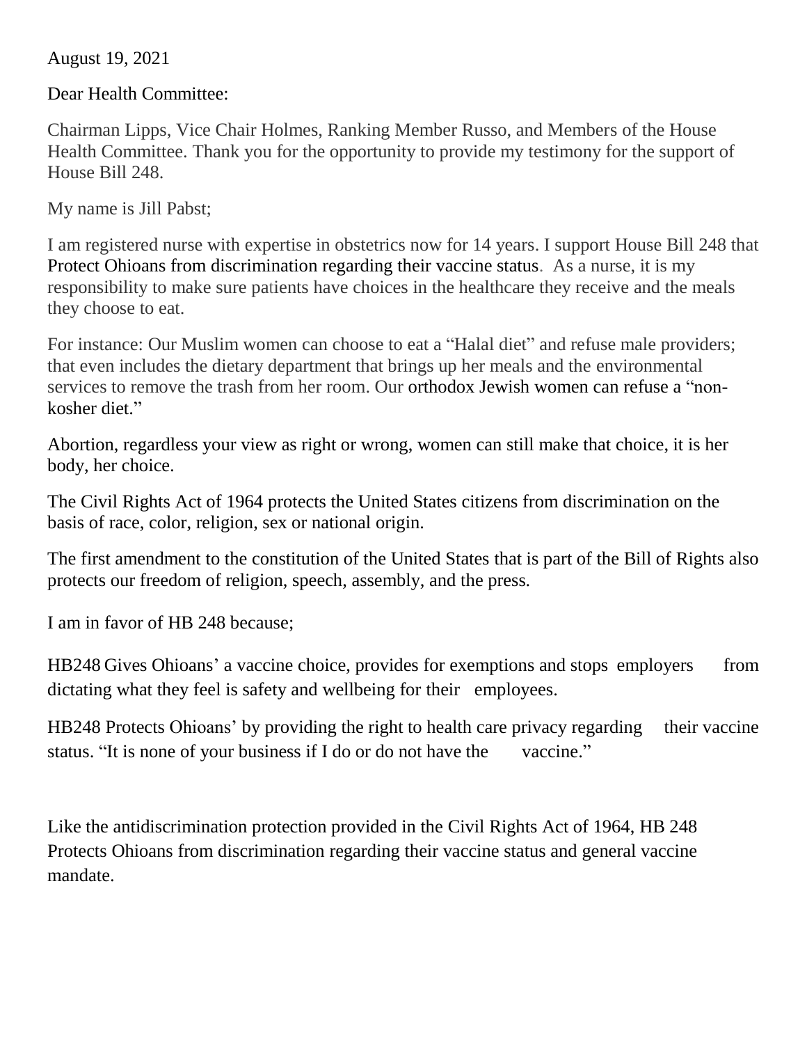August 19, 2021

Dear Health Committee:

Chairman Lipps, Vice Chair Holmes, Ranking Member Russo, and Members of the House Health Committee. Thank you for the opportunity to provide my testimony for the support of House Bill 248.

My name is Jill Pabst;

I am registered nurse with expertise in obstetrics now for 14 years. I support House Bill 248 that Protect Ohioans from discrimination regarding their vaccine status. As a nurse, it is my responsibility to make sure patients have choices in the healthcare they receive and the meals they choose to eat.

For instance: Our Muslim women can choose to eat a "Halal diet" and refuse male providers; that even includes the dietary department that brings up her meals and the environmental services to remove the trash from her room. Our orthodox Jewish women can refuse a "non-kosher diet."

Abortion, regardless your view as right or wrong, women can still make that choice, it is her body, her choice.

The Civil Rights Act of 1964 protects the United States citizens from discrimination on the basis of race, color, religion, sex or national origin.

The first amendment to the constitution of the United States that is part of the Bill of Rights also protects our freedom of religion, speech, assembly, and the press.

I am in favor of HB 248 because;

HB248 Gives Ohioans' a vaccine choice, provides for exemptions and stops employers from dictating what they feel is safety and wellbeing for their employees.

HB248 Protects Ohioans' by providing the right to health care privacy regarding their vaccine status. "It is none of your business if I do or do not have the vaccine."

Like the antidiscrimination protection provided in the Civil Rights Act of 1964, HB 248 Protects Ohioans from discrimination regarding their vaccine status and general vaccine mandate.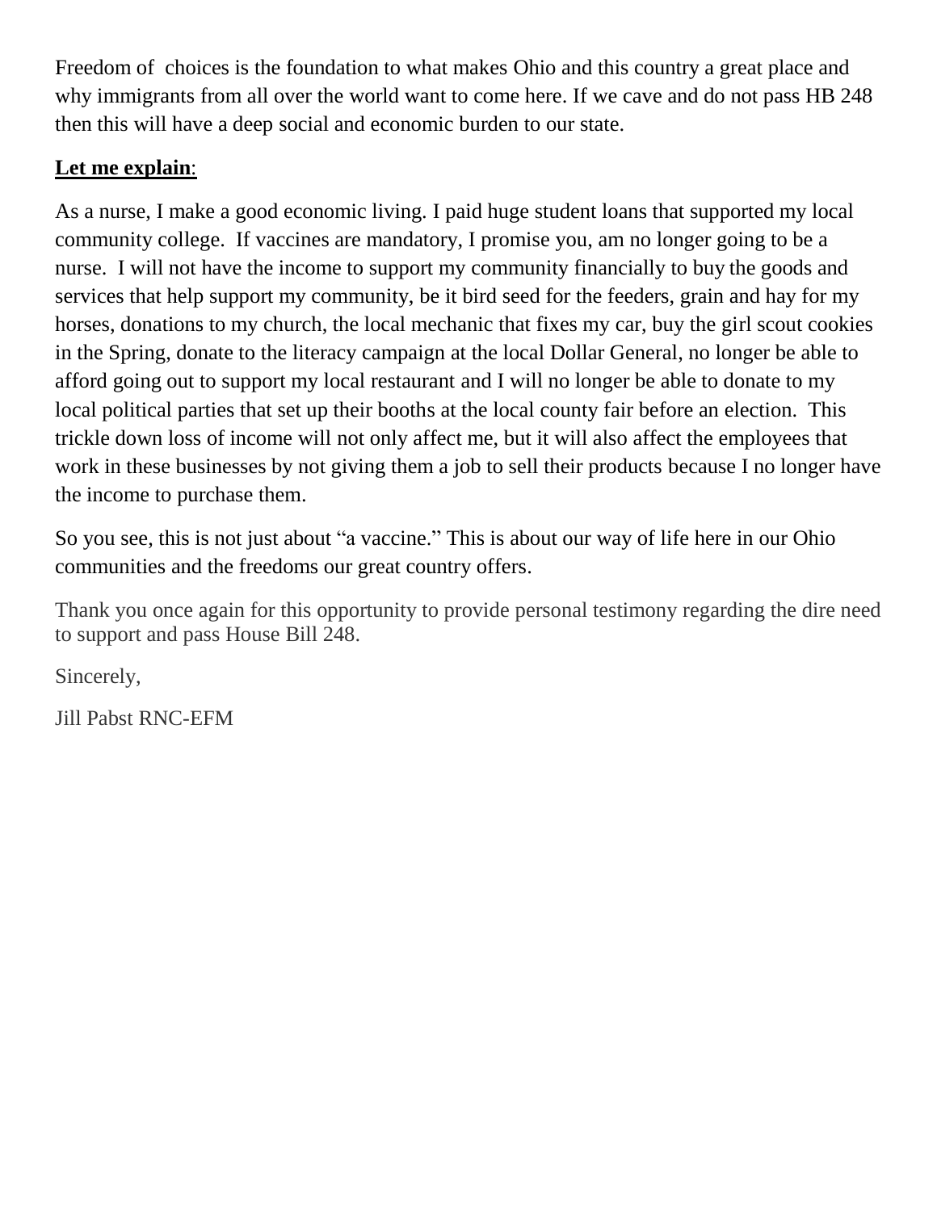Freedom of  choices is the foundation to what makes Ohio and this country a great place and why immigrants from all over the world want to come here. If we cave and do not pass HB 248 then this will have a deep social and economic burden to our state.

**Let me explain**:

As a nurse, I make a good economic living. I paid huge student loans that supported my local community college.  If vaccines are mandatory, I promise you, am no longer going to be a nurse.  I will not have the income to support my community financially to buy the goods and services that help support my community, be it bird seed for the feeders, grain and hay for my horses, donations to my church, the local mechanic that fixes my car, buy the girl scout cookies in the Spring, donate to the literacy campaign at the local Dollar General, no longer be able to afford going out to support my local restaurant and I will no longer be able to donate to my local political parties that set up their booths at the local county fair before an election.  This trickle down loss of income will not only affect me, but it will also affect the employees that work in these businesses by not giving them a job to sell their products because I no longer have the income to purchase them.

So you see, this is not just about "a vaccine." This is about our way of life here in our Ohio communities and the freedoms our great country offers.

Thank you once again for this opportunity to provide personal testimony regarding the dire need to support and pass House Bill 248.

Sincerely,

Jill Pabst RNC-EFM